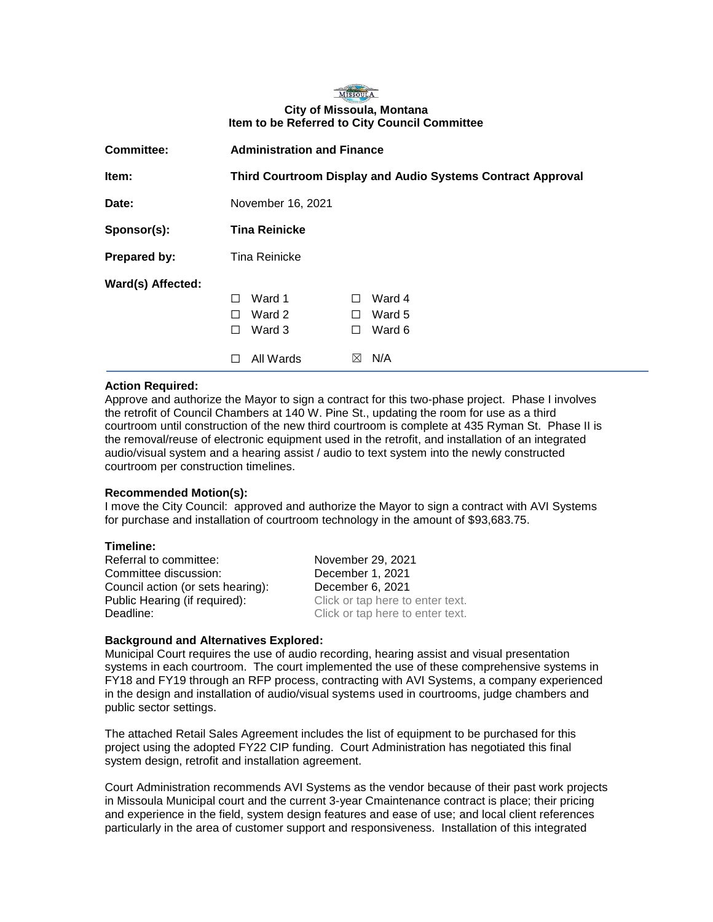**City of Missoula, Montana**
**Item to be Referred to City Council Committee**

| | |
|---|---|
| **Committee:** | **Administration and Finance** |
| **Item:** | **Third Courtroom Display and Audio Systems Contract Approval** |
| **Date:** | November 16, 2021 |
| **Sponsor(s):** | **Tina Reinicke** |
| **Prepared by:** | Tina Reinicke |
| **Ward(s) Affected:** | ☐ Ward 1 ☐ Ward 4<br>☐ Ward 2 ☐ Ward 5<br>☐ Ward 3 ☐ Ward 6<br>☐ All Wards ☒ N/A |

**Action Required:**
Approve and authorize the Mayor to sign a contract for this two-phase project. Phase I involves the retrofit of Council Chambers at 140 W. Pine St., updating the room for use as a third courtroom until construction of the new third courtroom is complete at 435 Ryman St. Phase II is the removal/reuse of electronic equipment used in the retrofit, and installation of an integrated audio/visual system and a hearing assist / audio to text system into the newly constructed courtroom per construction timelines.

**Recommended Motion(s):**
I move the City Council: approved and authorize the Mayor to sign a contract with AVI Systems for purchase and installation of courtroom technology in the amount of $93,683.75.

**Timeline:**

| | |
|---|---|
| Referral to committee: | November 29, 2021 |
| Committee discussion: | December 1, 2021 |
| Council action (or sets hearing): | December 6, 2021 |
| Public Hearing (if required): | Click or tap here to enter text. |
| Deadline: | Click or tap here to enter text. |

**Background and Alternatives Explored:**
Municipal Court requires the use of audio recording, hearing assist and visual presentation systems in each courtroom. The court implemented the use of these comprehensive systems in FY18 and FY19 through an RFP process, contracting with AVI Systems, a company experienced in the design and installation of audio/visual systems used in courtrooms, judge chambers and public sector settings.

The attached Retail Sales Agreement includes the list of equipment to be purchased for this project using the adopted FY22 CIP funding. Court Administration has negotiated this final system design, retrofit and installation agreement.

Court Administration recommends AVI Systems as the vendor because of their past work projects in Missoula Municipal court and the current 3-year Cmaintenance contract is place; their pricing and experience in the field, system design features and ease of use; and local client references particularly in the area of customer support and responsiveness. Installation of this integrated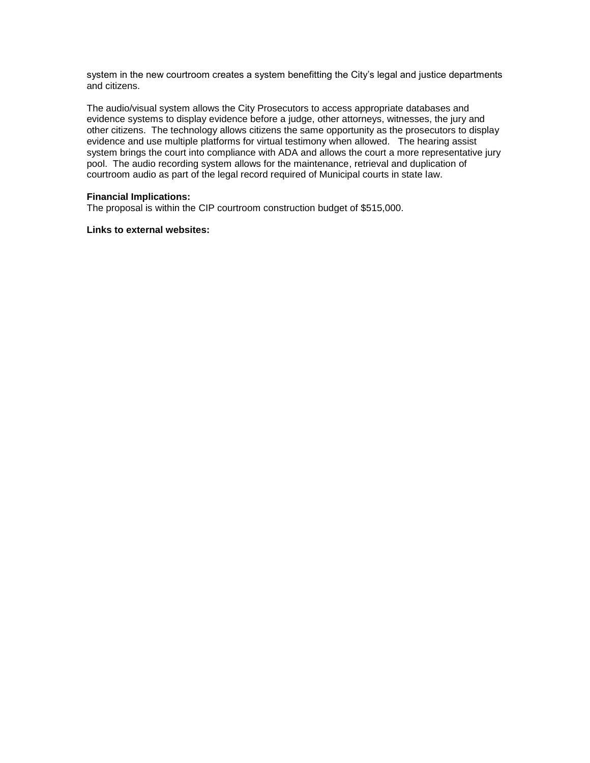system in the new courtroom creates a system benefitting the City's legal and justice departments and citizens.

The audio/visual system allows the City Prosecutors to access appropriate databases and evidence systems to display evidence before a judge, other attorneys, witnesses, the jury and other citizens. The technology allows citizens the same opportunity as the prosecutors to display evidence and use multiple platforms for virtual testimony when allowed. The hearing assist system brings the court into compliance with ADA and allows the court a more representative jury pool. The audio recording system allows for the maintenance, retrieval and duplication of courtroom audio as part of the legal record required of Municipal courts in state law.

**Financial Implications:**
The proposal is within the CIP courtroom construction budget of $515,000.

**Links to external websites:**